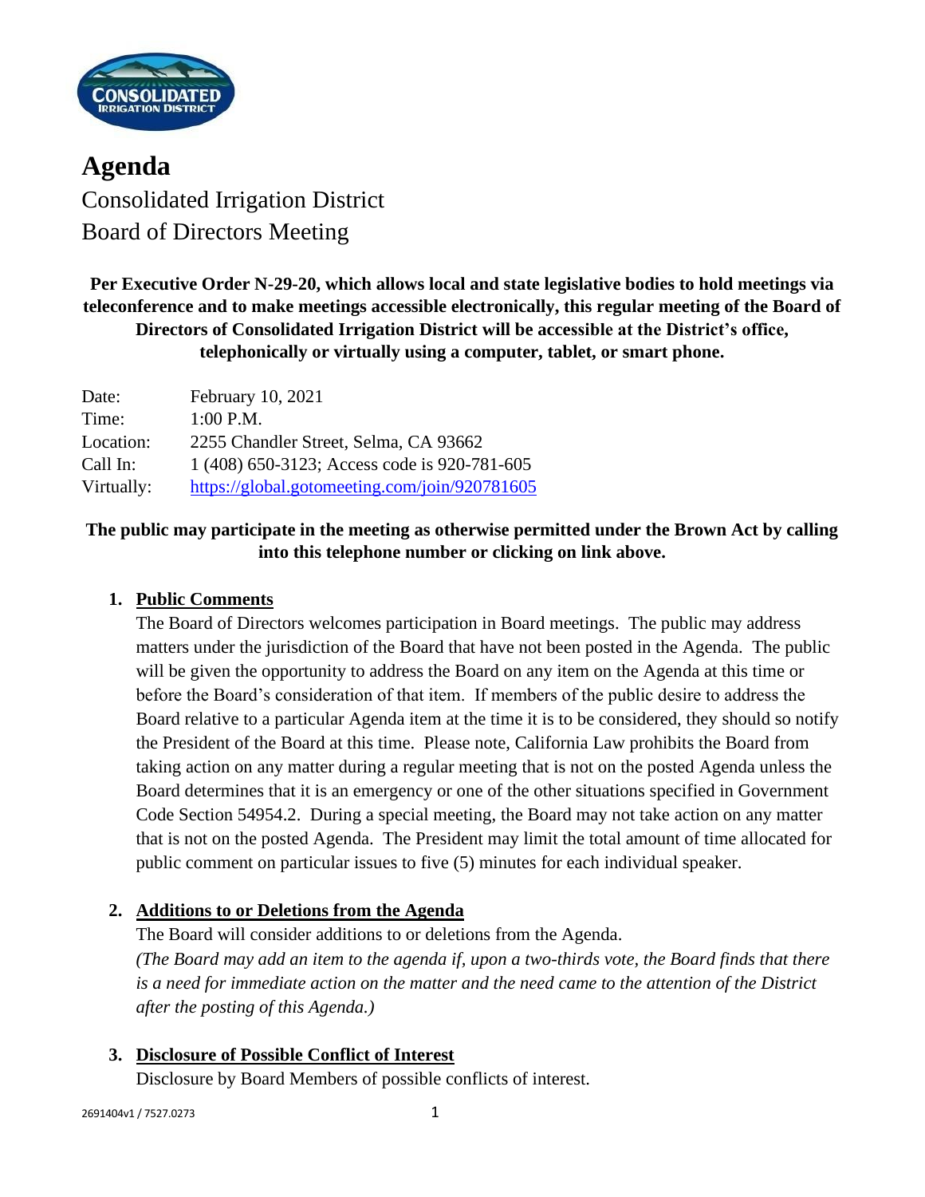# Agenda

Consolidated Irrigation District
Board of Directors Meeting

**Per Executive Order N-29-20, which allows local and state legislative bodies to hold meetings via teleconference and to make meetings accessible electronically, this regular meeting of the Board of Directors of Consolidated Irrigation District will be accessible at the District's office, telephonically or virtually using a computer, tablet, or smart phone.**

| | |
|---|---|
| Date: | February 10, 2021 |
| Time: | 1:00 P.M. |
| Location: | 2255 Chandler Street, Selma, CA 93662 |
| Call In: | 1 (408) 650-3123; Access code is 920-781-605 |
| Virtually: | https://global.gotomeeting.com/join/920781605 |

**The public may participate in the meeting as otherwise permitted under the Brown Act by calling into this telephone number or clicking on link above.**

1. **Public Comments**

   The Board of Directors welcomes participation in Board meetings. The public may address matters under the jurisdiction of the Board that have not been posted in the Agenda. The public will be given the opportunity to address the Board on any item on the Agenda at this time or before the Board's consideration of that item. If members of the public desire to address the Board relative to a particular Agenda item at the time it is to be considered, they should so notify the President of the Board at this time. Please note, California Law prohibits the Board from taking action on any matter during a regular meeting that is not on the posted Agenda unless the Board determines that it is an emergency or one of the other situations specified in Government Code Section 54954.2. During a special meeting, the Board may not take action on any matter that is not on the posted Agenda. The President may limit the total amount of time allocated for public comment on particular issues to five (5) minutes for each individual speaker.

2. **Additions to or Deletions from the Agenda**

   The Board will consider additions to or deletions from the Agenda.
   *(The Board may add an item to the agenda if, upon a two-thirds vote, the Board finds that there is a need for immediate action on the matter and the need came to the attention of the District after the posting of this Agenda.)*

3. **Disclosure of Possible Conflict of Interest**

   Disclosure by Board Members of possible conflicts of interest.

2691404v1 / 7527.0273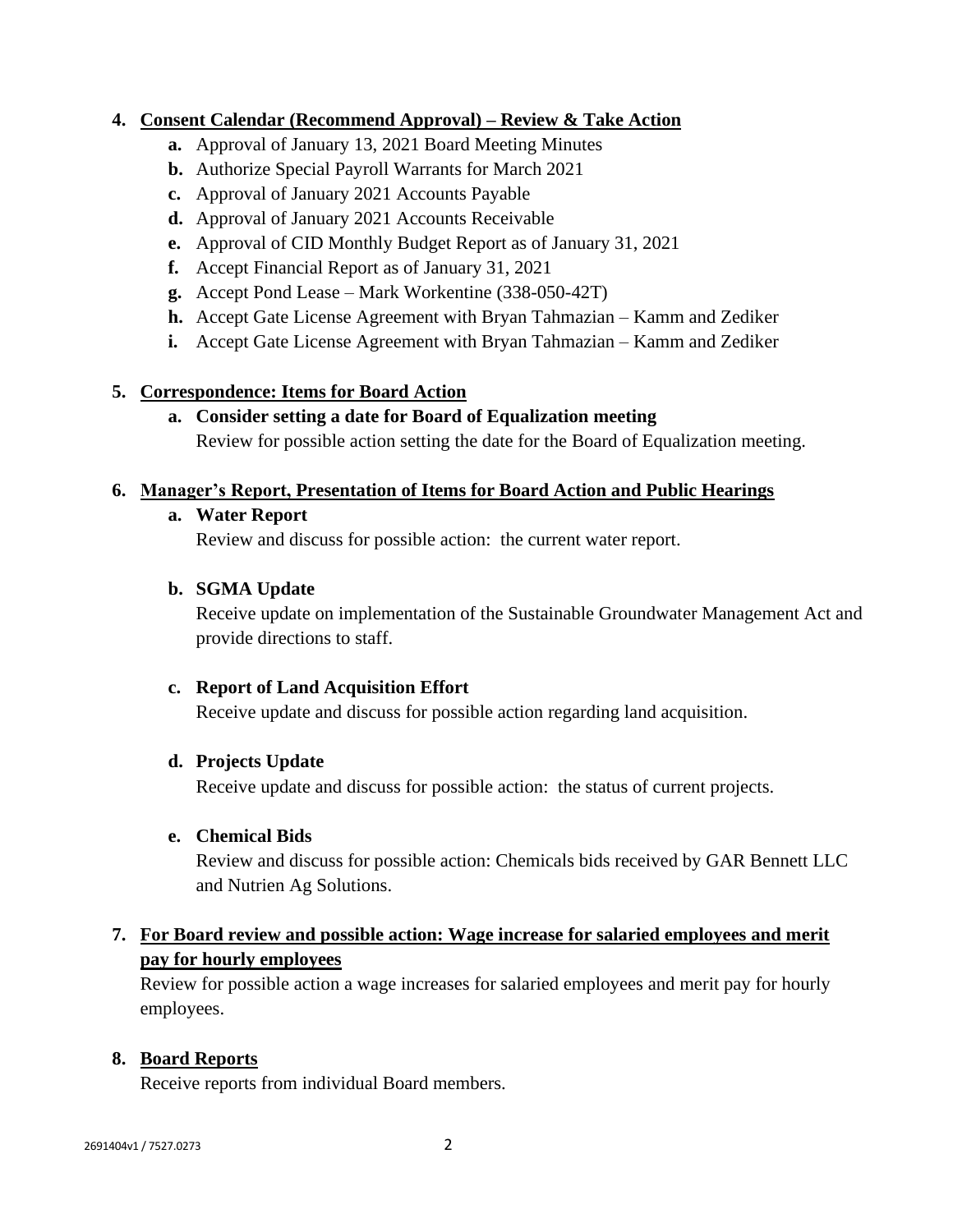4. **Consent Calendar (Recommend Approval) – Review & Take Action**
   - **a.** Approval of January 13, 2021 Board Meeting Minutes
   - **b.** Authorize Special Payroll Warrants for March 2021
   - **c.** Approval of January 2021 Accounts Payable
   - **d.** Approval of January 2021 Accounts Receivable
   - **e.** Approval of CID Monthly Budget Report as of January 31, 2021
   - **f.** Accept Financial Report as of January 31, 2021
   - **g.** Accept Pond Lease – Mark Workentine (338-050-42T)
   - **h.** Accept Gate License Agreement with Bryan Tahmazian – Kamm and Zediker
   - **i.** Accept Gate License Agreement with Bryan Tahmazian – Kamm and Zediker

5. **Correspondence: Items for Board Action**
   - **a. Consider setting a date for Board of Equalization meeting**
     Review for possible action setting the date for the Board of Equalization meeting.

6. **Manager's Report, Presentation of Items for Board Action and Public Hearings**
   - **a. Water Report**
     Review and discuss for possible action: the current water report.
   - **b. SGMA Update**
     Receive update on implementation of the Sustainable Groundwater Management Act and provide directions to staff.
   - **c. Report of Land Acquisition Effort**
     Receive update and discuss for possible action regarding land acquisition.
   - **d. Projects Update**
     Receive update and discuss for possible action: the status of current projects.
   - **e. Chemical Bids**
     Review and discuss for possible action: Chemicals bids received by GAR Bennett LLC and Nutrien Ag Solutions.

7. **For Board review and possible action: Wage increase for salaried employees and merit pay for hourly employees**
   Review for possible action a wage increases for salaried employees and merit pay for hourly employees.

8. **Board Reports**
   Receive reports from individual Board members.

2691404v1 / 7527.0273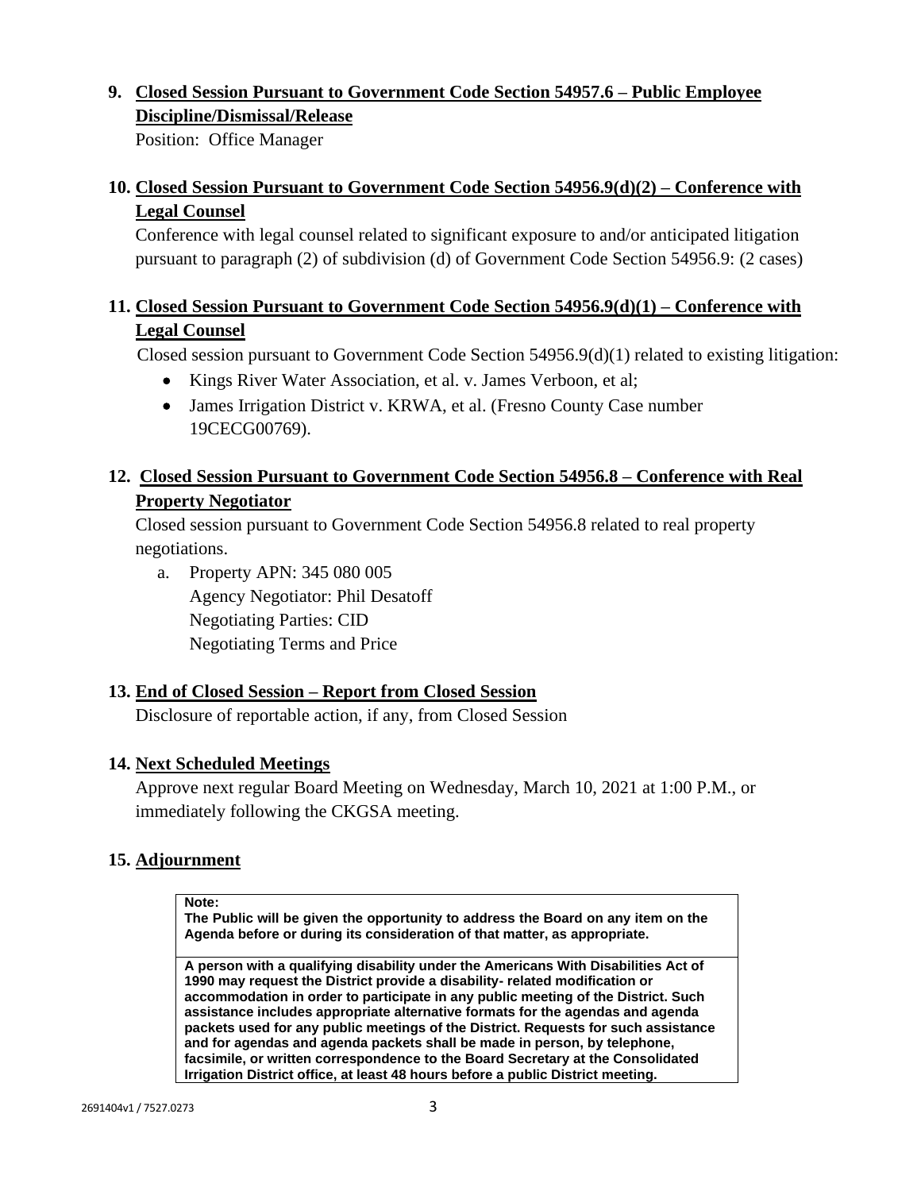**9. <u>Closed Session Pursuant to Government Code Section 54957.6 – Public Employee Discipline/Dismissal/Release</u>**

Position: Office Manager

**10. <u>Closed Session Pursuant to Government Code Section 54956.9(d)(2) – Conference with Legal Counsel</u>**

Conference with legal counsel related to significant exposure to and/or anticipated litigation pursuant to paragraph (2) of subdivision (d) of Government Code Section 54956.9: (2 cases)

**11. <u>Closed Session Pursuant to Government Code Section 54956.9(d)(1) – Conference with Legal Counsel</u>**

Closed session pursuant to Government Code Section 54956.9(d)(1) related to existing litigation:

- Kings River Water Association, et al. v. James Verboon, et al;
- James Irrigation District v. KRWA, et al. (Fresno County Case number 19CECG00769).

**12. <u>Closed Session Pursuant to Government Code Section 54956.8 – Conference with Real Property Negotiator</u>**

Closed session pursuant to Government Code Section 54956.8 related to real property negotiations.

a. Property APN: 345 080 005
   Agency Negotiator: Phil Desatoff
   Negotiating Parties: CID
   Negotiating Terms and Price

**13. <u>End of Closed Session – Report from Closed Session</u>**

Disclosure of reportable action, if any, from Closed Session

**14. <u>Next Scheduled Meetings</u>**

Approve next regular Board Meeting on Wednesday, March 10, 2021 at 1:00 P.M., or immediately following the CKGSA meeting.

**15. <u>Adjournment</u>**

**Note:**
**The Public will be given the opportunity to address the Board on any item on the Agenda before or during its consideration of that matter, as appropriate.**

**A person with a qualifying disability under the Americans With Disabilities Act of 1990 may request the District provide a disability- related modification or accommodation in order to participate in any public meeting of the District. Such assistance includes appropriate alternative formats for the agendas and agenda packets used for any public meetings of the District. Requests for such assistance and for agendas and agenda packets shall be made in person, by telephone, facsimile, or written correspondence to the Board Secretary at the Consolidated Irrigation District office, at least 48 hours before a public District meeting.**

2691404v1 / 7527.0273